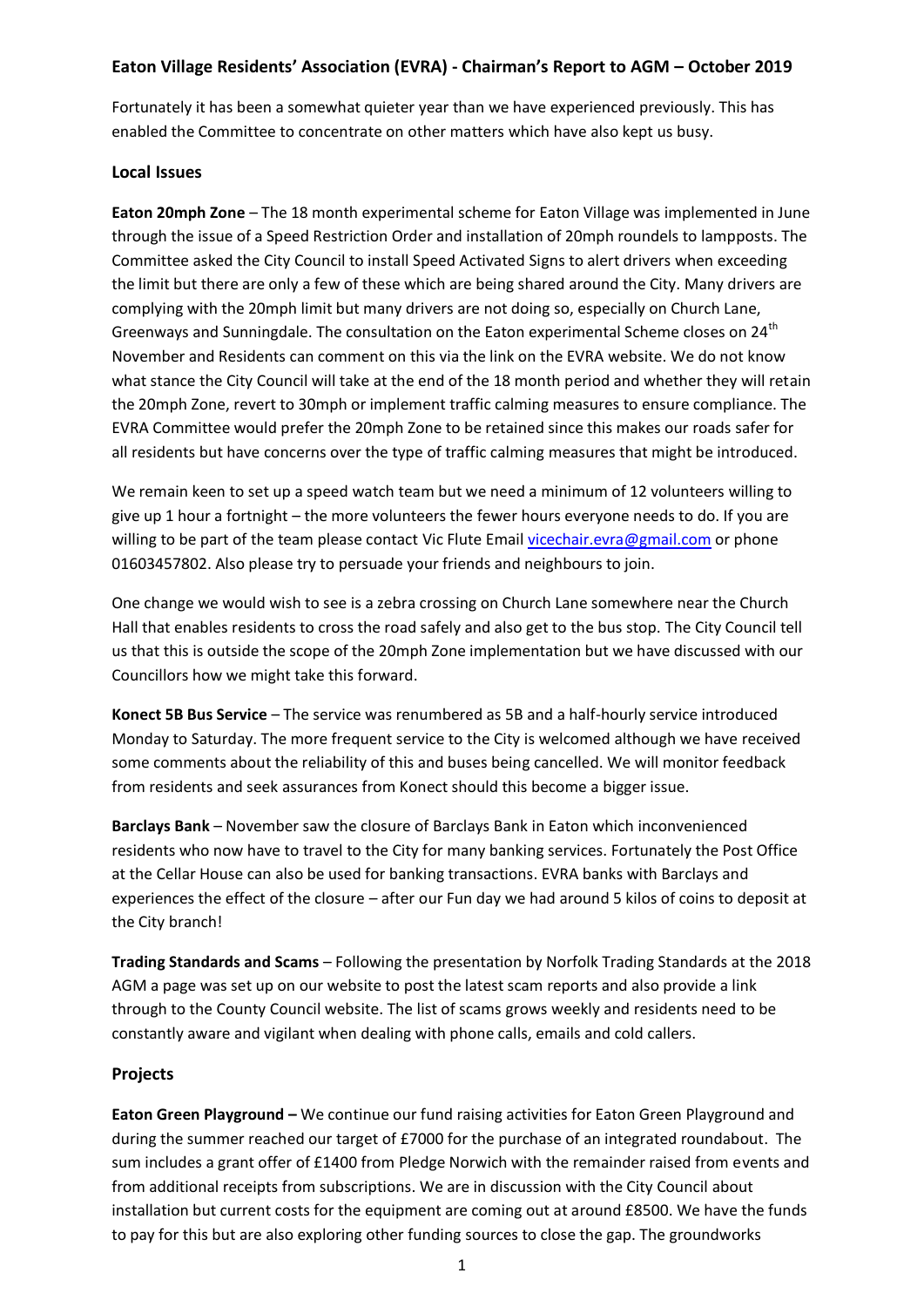# Eaton Village Residents' Association (EVRA) - Chairman's Report to AGM – October 2019

Fortunately it has been a somewhat quieter year than we have experienced previously. This has enabled the Committee to concentrate on other matters which have also kept us busy.

## Local Issues

**Eaton 20mph Zone** – The 18 month experimental scheme for Eaton Village was implemented in June through the issue of a Speed Restriction Order and installation of 20mph roundels to lampposts. The Committee asked the City Council to install Speed Activated Signs to alert drivers when exceeding the limit but there are only a few of these which are being shared around the City. Many drivers are complying with the 20mph limit but many drivers are not doing so, especially on Church Lane, Greenways and Sunningdale. The consultation on the Eaton experimental Scheme closes on 24th November and Residents can comment on this via the link on the EVRA website. We do not know what stance the City Council will take at the end of the 18 month period and whether they will retain the 20mph Zone, revert to 30mph or implement traffic calming measures to ensure compliance. The EVRA Committee would prefer the 20mph Zone to be retained since this makes our roads safer for all residents but have concerns over the type of traffic calming measures that might be introduced.

We remain keen to set up a speed watch team but we need a minimum of 12 volunteers willing to give up 1 hour a fortnight – the more volunteers the fewer hours everyone needs to do. If you are willing to be part of the team please contact Vic Flute Email vicechair.evra@gmail.com or phone 01603457802. Also please try to persuade your friends and neighbours to join.

One change we would wish to see is a zebra crossing on Church Lane somewhere near the Church Hall that enables residents to cross the road safely and also get to the bus stop. The City Council tell us that this is outside the scope of the 20mph Zone implementation but we have discussed with our Councillors how we might take this forward.

**Konect 5B Bus Service** – The service was renumbered as 5B and a half-hourly service introduced Monday to Saturday. The more frequent service to the City is welcomed although we have received some comments about the reliability of this and buses being cancelled. We will monitor feedback from residents and seek assurances from Konect should this become a bigger issue.

**Barclays Bank** – November saw the closure of Barclays Bank in Eaton which inconvenienced residents who now have to travel to the City for many banking services. Fortunately the Post Office at the Cellar House can also be used for banking transactions. EVRA banks with Barclays and experiences the effect of the closure – after our Fun day we had around 5 kilos of coins to deposit at the City branch!

**Trading Standards and Scams** – Following the presentation by Norfolk Trading Standards at the 2018 AGM a page was set up on our website to post the latest scam reports and also provide a link through to the County Council website. The list of scams grows weekly and residents need to be constantly aware and vigilant when dealing with phone calls, emails and cold callers.

## Projects

**Eaton Green Playground –** We continue our fund raising activities for Eaton Green Playground and during the summer reached our target of £7000 for the purchase of an integrated roundabout. The sum includes a grant offer of £1400 from Pledge Norwich with the remainder raised from events and from additional receipts from subscriptions. We are in discussion with the City Council about installation but current costs for the equipment are coming out at around £8500. We have the funds to pay for this but are also exploring other funding sources to close the gap. The groundworks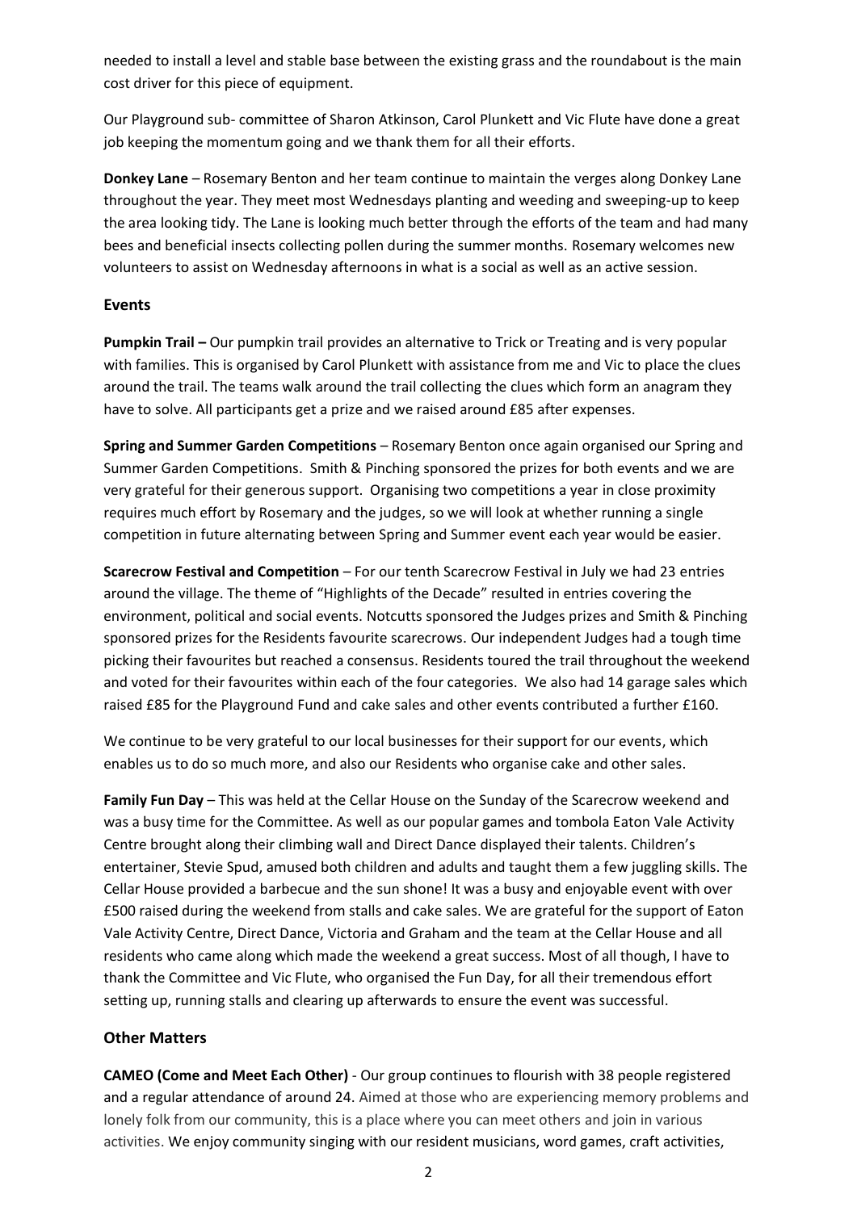needed to install a level and stable base between the existing grass and the roundabout is the main cost driver for this piece of equipment.

Our Playground sub- committee of Sharon Atkinson, Carol Plunkett and Vic Flute have done a great job keeping the momentum going and we thank them for all their efforts.

**Donkey Lane** – Rosemary Benton and her team continue to maintain the verges along Donkey Lane throughout the year. They meet most Wednesdays planting and weeding and sweeping-up to keep the area looking tidy. The Lane is looking much better through the efforts of the team and had many bees and beneficial insects collecting pollen during the summer months. Rosemary welcomes new volunteers to assist on Wednesday afternoons in what is a social as well as an active session.

## Events

**Pumpkin Trail –** Our pumpkin trail provides an alternative to Trick or Treating and is very popular with families. This is organised by Carol Plunkett with assistance from me and Vic to place the clues around the trail. The teams walk around the trail collecting the clues which form an anagram they have to solve. All participants get a prize and we raised around £85 after expenses.

**Spring and Summer Garden Competitions** – Rosemary Benton once again organised our Spring and Summer Garden Competitions. Smith & Pinching sponsored the prizes for both events and we are very grateful for their generous support. Organising two competitions a year in close proximity requires much effort by Rosemary and the judges, so we will look at whether running a single competition in future alternating between Spring and Summer event each year would be easier.

**Scarecrow Festival and Competition** – For our tenth Scarecrow Festival in July we had 23 entries around the village. The theme of "Highlights of the Decade" resulted in entries covering the environment, political and social events. Notcutts sponsored the Judges prizes and Smith & Pinching sponsored prizes for the Residents favourite scarecrows. Our independent Judges had a tough time picking their favourites but reached a consensus. Residents toured the trail throughout the weekend and voted for their favourites within each of the four categories. We also had 14 garage sales which raised £85 for the Playground Fund and cake sales and other events contributed a further £160.

We continue to be very grateful to our local businesses for their support for our events, which enables us to do so much more, and also our Residents who organise cake and other sales.

**Family Fun Day** – This was held at the Cellar House on the Sunday of the Scarecrow weekend and was a busy time for the Committee. As well as our popular games and tombola Eaton Vale Activity Centre brought along their climbing wall and Direct Dance displayed their talents. Children's entertainer, Stevie Spud, amused both children and adults and taught them a few juggling skills. The Cellar House provided a barbecue and the sun shone! It was a busy and enjoyable event with over £500 raised during the weekend from stalls and cake sales. We are grateful for the support of Eaton Vale Activity Centre, Direct Dance, Victoria and Graham and the team at the Cellar House and all residents who came along which made the weekend a great success. Most of all though, I have to thank the Committee and Vic Flute, who organised the Fun Day, for all their tremendous effort setting up, running stalls and clearing up afterwards to ensure the event was successful.

## Other Matters

**CAMEO (Come and Meet Each Other)** - Our group continues to flourish with 38 people registered and a regular attendance of around 24. Aimed at those who are experiencing memory problems and lonely folk from our community, this is a place where you can meet others and join in various activities. We enjoy community singing with our resident musicians, word games, craft activities,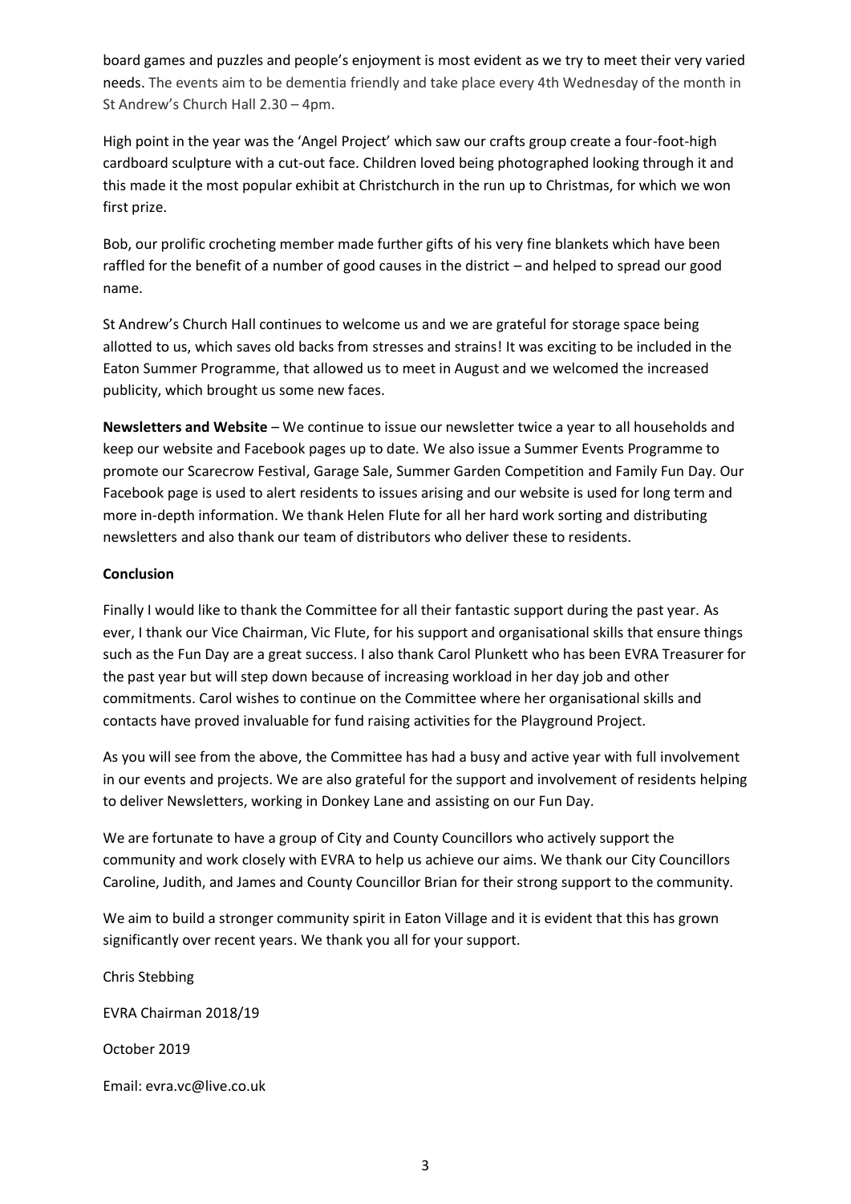board games and puzzles and people's enjoyment is most evident as we try to meet their very varied needs. The events aim to be dementia friendly and take place every 4th Wednesday of the month in St Andrew's Church Hall 2.30 – 4pm.

High point in the year was the 'Angel Project' which saw our crafts group create a four-foot-high cardboard sculpture with a cut-out face. Children loved being photographed looking through it and this made it the most popular exhibit at Christchurch in the run up to Christmas, for which we won first prize.

Bob, our prolific crocheting member made further gifts of his very fine blankets which have been raffled for the benefit of a number of good causes in the district – and helped to spread our good name.

St Andrew's Church Hall continues to welcome us and we are grateful for storage space being allotted to us, which saves old backs from stresses and strains! It was exciting to be included in the Eaton Summer Programme, that allowed us to meet in August and we welcomed the increased publicity, which brought us some new faces.

**Newsletters and Website** – We continue to issue our newsletter twice a year to all households and keep our website and Facebook pages up to date. We also issue a Summer Events Programme to promote our Scarecrow Festival, Garage Sale, Summer Garden Competition and Family Fun Day. Our Facebook page is used to alert residents to issues arising and our website is used for long term and more in-depth information. We thank Helen Flute for all her hard work sorting and distributing newsletters and also thank our team of distributors who deliver these to residents.

**Conclusion**

Finally I would like to thank the Committee for all their fantastic support during the past year. As ever, I thank our Vice Chairman, Vic Flute, for his support and organisational skills that ensure things such as the Fun Day are a great success. I also thank Carol Plunkett who has been EVRA Treasurer for the past year but will step down because of increasing workload in her day job and other commitments. Carol wishes to continue on the Committee where her organisational skills and contacts have proved invaluable for fund raising activities for the Playground Project.

As you will see from the above, the Committee has had a busy and active year with full involvement in our events and projects. We are also grateful for the support and involvement of residents helping to deliver Newsletters, working in Donkey Lane and assisting on our Fun Day.

We are fortunate to have a group of City and County Councillors who actively support the community and work closely with EVRA to help us achieve our aims. We thank our City Councillors Caroline, Judith, and James and County Councillor Brian for their strong support to the community.

We aim to build a stronger community spirit in Eaton Village and it is evident that this has grown significantly over recent years. We thank you all for your support.

Chris Stebbing

EVRA Chairman 2018/19

October 2019

Email: evra.vc@live.co.uk